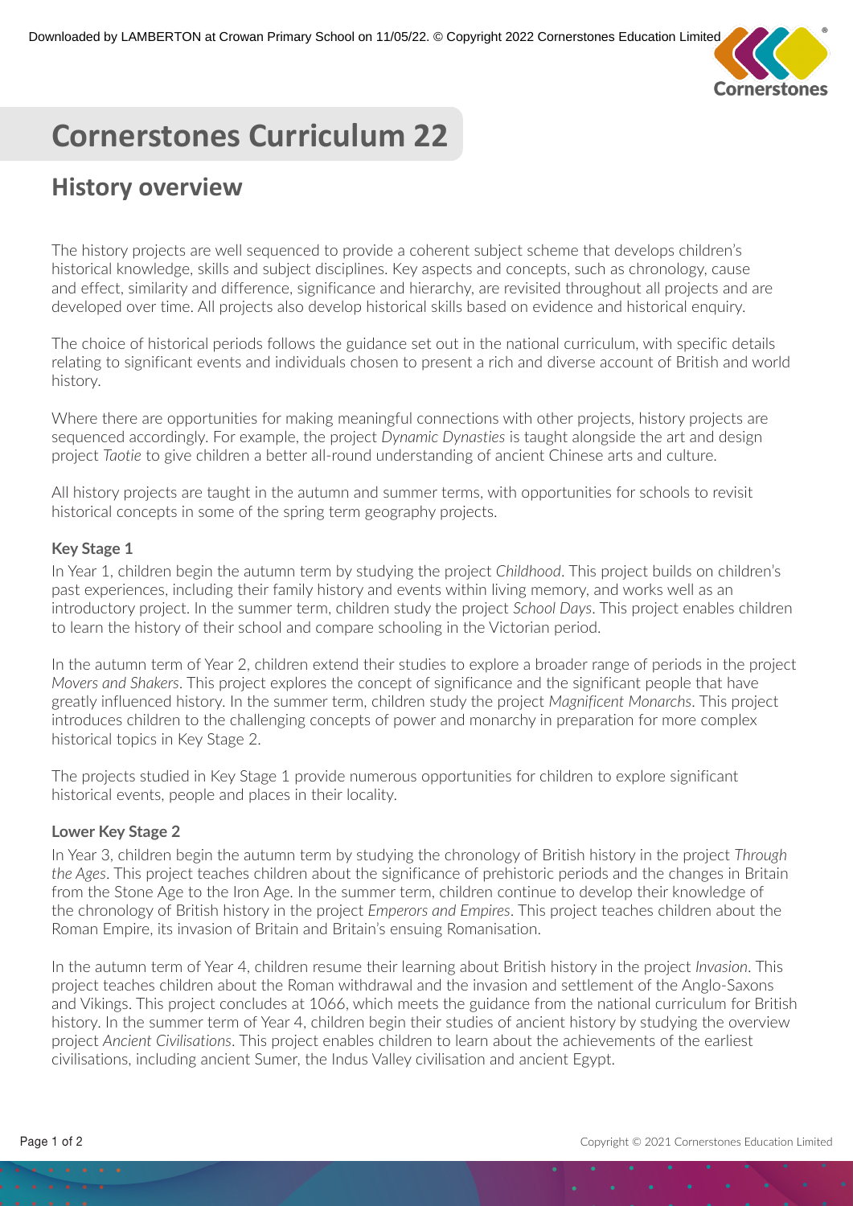# Cornerstones Curriculum 22

## History overview

The history projects are well sequenced to provide a coherent subject scheme that develops children's historical knowledge, skills and subject disciplines. Key aspects and concepts, such as chronology, cause and effect, similarity and difference, significance and hierarchy, are revisited throughout all projects and are developed over time. All projects also develop historical skills based on evidence and historical enquiry.

The choice of historical periods follows the guidance set out in the national curriculum, with specific details relating to significant events and individuals chosen to present a rich and diverse account of British and world history.

Where there are opportunities for making meaningful connections with other projects, history projects are sequenced accordingly. For example, the project *Dynamic Dynasties* is taught alongside the art and design project *Taotie* to give children a better all-round understanding of ancient Chinese arts and culture.

All history projects are taught in the autumn and summer terms, with opportunities for schools to revisit historical concepts in some of the spring term geography projects.

### Key Stage 1

In Year 1, children begin the autumn term by studying the project *Childhood*. This project builds on children's past experiences, including their family history and events within living memory, and works well as an introductory project. In the summer term, children study the project *School Days*. This project enables children to learn the history of their school and compare schooling in the Victorian period.

In the autumn term of Year 2, children extend their studies to explore a broader range of periods in the project *Movers and Shakers*. This project explores the concept of significance and the significant people that have greatly influenced history. In the summer term, children study the project *Magnificent Monarchs*. This project introduces children to the challenging concepts of power and monarchy in preparation for more complex historical topics in Key Stage 2.

The projects studied in Key Stage 1 provide numerous opportunities for children to explore significant historical events, people and places in their locality.

### Lower Key Stage 2

In Year 3, children begin the autumn term by studying the chronology of British history in the project *Through the Ages*. This project teaches children about the significance of prehistoric periods and the changes in Britain from the Stone Age to the Iron Age. In the summer term, children continue to develop their knowledge of the chronology of British history in the project *Emperors and Empires*. This project teaches children about the Roman Empire, its invasion of Britain and Britain's ensuing Romanisation.

In the autumn term of Year 4, children resume their learning about British history in the project *Invasion*. This project teaches children about the Roman withdrawal and the invasion and settlement of the Anglo-Saxons and Vikings. This project concludes at 1066, which meets the guidance from the national curriculum for British history. In the summer term of Year 4, children begin their studies of ancient history by studying the overview project *Ancient Civilisations*. This project enables children to learn about the achievements of the earliest civilisations, including ancient Sumer, the Indus Valley civilisation and ancient Egypt.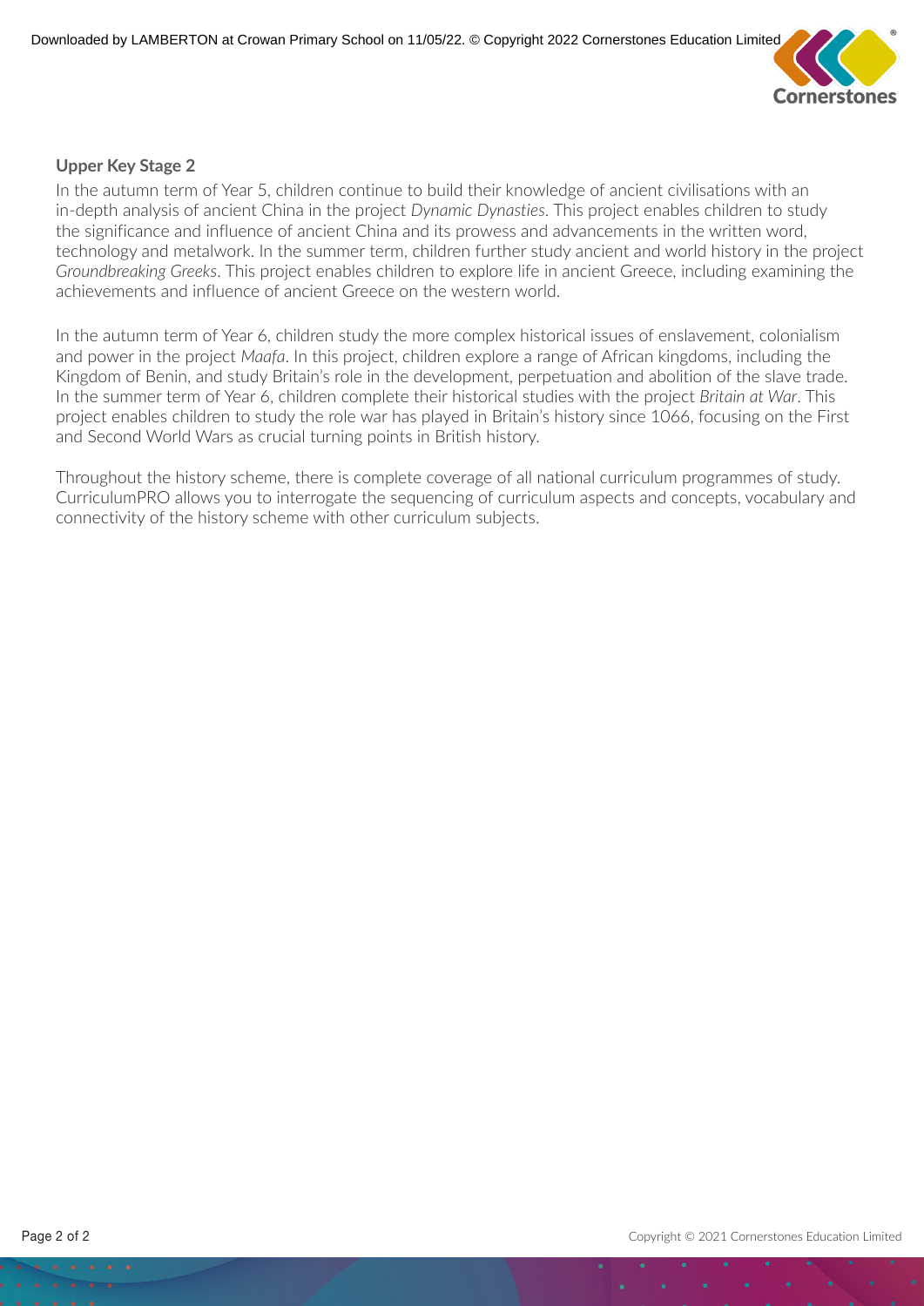### Upper Key Stage 2

In the autumn term of Year 5, children continue to build their knowledge of ancient civilisations with an in-depth analysis of ancient China in the project *Dynamic Dynasties*. This project enables children to study the significance and influence of ancient China and its prowess and advancements in the written word, technology and metalwork. In the summer term, children further study ancient and world history in the project *Groundbreaking Greeks*. This project enables children to explore life in ancient Greece, including examining the achievements and influence of ancient Greece on the western world.

In the autumn term of Year 6, children study the more complex historical issues of enslavement, colonialism and power in the project *Maafa*. In this project, children explore a range of African kingdoms, including the Kingdom of Benin, and study Britain's role in the development, perpetuation and abolition of the slave trade. In the summer term of Year 6, children complete their historical studies with the project *Britain at War*. This project enables children to study the role war has played in Britain's history since 1066, focusing on the First and Second World Wars as crucial turning points in British history.

Throughout the history scheme, there is complete coverage of all national curriculum programmes of study. CurriculumPRO allows you to interrogate the sequencing of curriculum aspects and concepts, vocabulary and connectivity of the history scheme with other curriculum subjects.